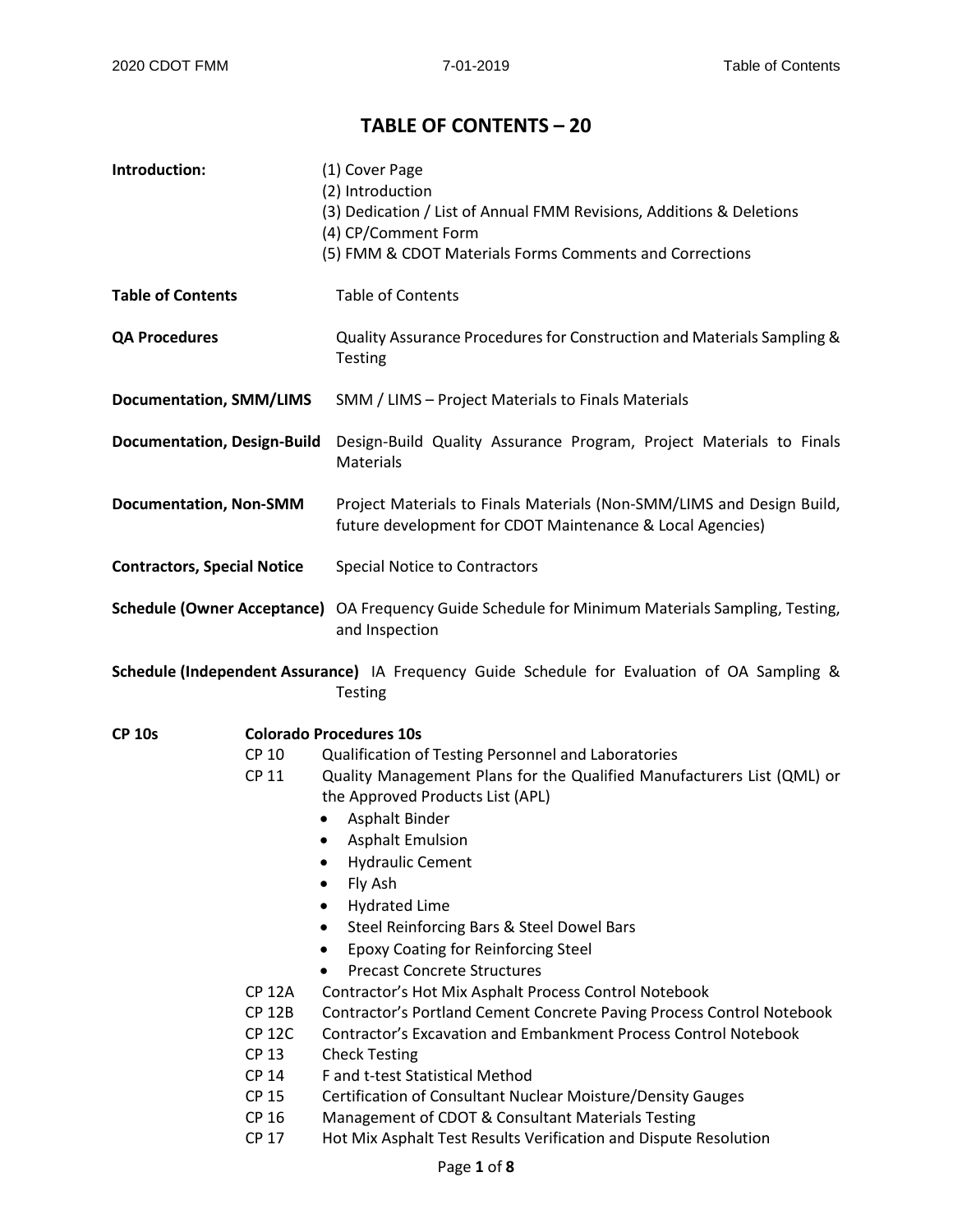# TABLE OF CONTENTS – 20

**Introduction:**
(1) Cover Page
(2) Introduction
(3) Dedication / List of Annual FMM Revisions, Additions & Deletions
(4) CP/Comment Form
(5) FMM & CDOT Materials Forms Comments and Corrections

**Table of Contents** Table of Contents

**QA Procedures** Quality Assurance Procedures for Construction and Materials Sampling & Testing

**Documentation, SMM/LIMS** SMM / LIMS – Project Materials to Finals Materials

**Documentation, Design-Build** Design-Build Quality Assurance Program, Project Materials to Finals Materials

**Documentation, Non-SMM** Project Materials to Finals Materials (Non-SMM/LIMS and Design Build, future development for CDOT Maintenance & Local Agencies)

**Contractors, Special Notice** Special Notice to Contractors

**Schedule (Owner Acceptance)** OA Frequency Guide Schedule for Minimum Materials Sampling, Testing, and Inspection

**Schedule (Independent Assurance)** IA Frequency Guide Schedule for Evaluation of OA Sampling & Testing

**CP 10s** **Colorado Procedures 10s**

CP 10 Qualification of Testing Personnel and Laboratories

CP 11 Quality Management Plans for the Qualified Manufacturers List (QML) or the Approved Products List (APL)

- Asphalt Binder
- Asphalt Emulsion
- Hydraulic Cement
- Fly Ash
- Hydrated Lime
- Steel Reinforcing Bars & Steel Dowel Bars
- Epoxy Coating for Reinforcing Steel
- Precast Concrete Structures

CP 12A Contractor's Hot Mix Asphalt Process Control Notebook

CP 12B Contractor's Portland Cement Concrete Paving Process Control Notebook

CP 12C Contractor's Excavation and Embankment Process Control Notebook

CP 13 Check Testing

CP 14 F and t-test Statistical Method

CP 15 Certification of Consultant Nuclear Moisture/Density Gauges

CP 16 Management of CDOT & Consultant Materials Testing

CP 17 Hot Mix Asphalt Test Results Verification and Dispute Resolution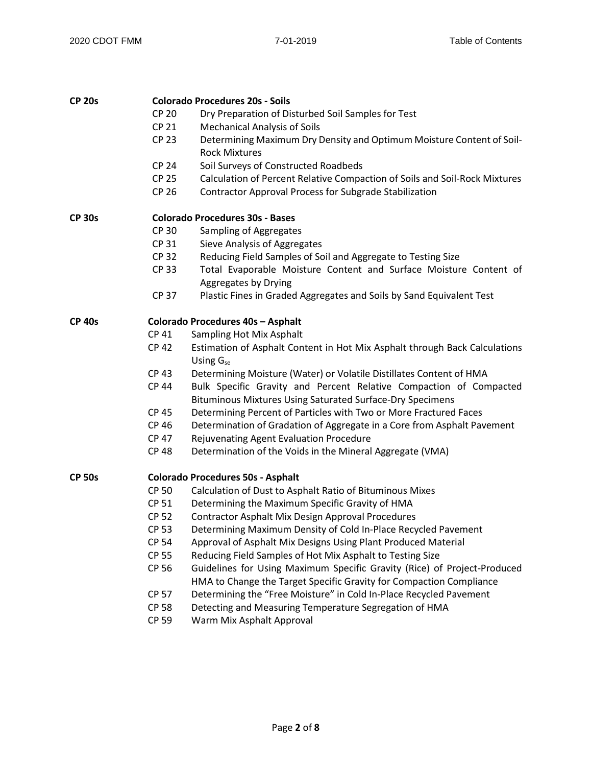**CP 20s** **Colorado Procedures 20s - Soils**

- CP 20 Dry Preparation of Disturbed Soil Samples for Test
- CP 21 Mechanical Analysis of Soils
- CP 23 Determining Maximum Dry Density and Optimum Moisture Content of Soil-Rock Mixtures
- CP 24 Soil Surveys of Constructed Roadbeds
- CP 25 Calculation of Percent Relative Compaction of Soils and Soil-Rock Mixtures
- CP 26 Contractor Approval Process for Subgrade Stabilization

**CP 30s** **Colorado Procedures 30s - Bases**

- CP 30 Sampling of Aggregates
- CP 31 Sieve Analysis of Aggregates
- CP 32 Reducing Field Samples of Soil and Aggregate to Testing Size
- CP 33 Total Evaporable Moisture Content and Surface Moisture Content of Aggregates by Drying
- CP 37 Plastic Fines in Graded Aggregates and Soils by Sand Equivalent Test

**CP 40s** **Colorado Procedures 40s – Asphalt**

- CP 41 Sampling Hot Mix Asphalt
- CP 42 Estimation of Asphalt Content in Hot Mix Asphalt through Back Calculations Using $G_{se}$
- CP 43 Determining Moisture (Water) or Volatile Distillates Content of HMA
- CP 44 Bulk Specific Gravity and Percent Relative Compaction of Compacted Bituminous Mixtures Using Saturated Surface-Dry Specimens
- CP 45 Determining Percent of Particles with Two or More Fractured Faces
- CP 46 Determination of Gradation of Aggregate in a Core from Asphalt Pavement
- CP 47 Rejuvenating Agent Evaluation Procedure
- CP 48 Determination of the Voids in the Mineral Aggregate (VMA)

**CP 50s** **Colorado Procedures 50s - Asphalt**

- CP 50 Calculation of Dust to Asphalt Ratio of Bituminous Mixes
- CP 51 Determining the Maximum Specific Gravity of HMA
- CP 52 Contractor Asphalt Mix Design Approval Procedures
- CP 53 Determining Maximum Density of Cold In-Place Recycled Pavement
- CP 54 Approval of Asphalt Mix Designs Using Plant Produced Material
- CP 55 Reducing Field Samples of Hot Mix Asphalt to Testing Size
- CP 56 Guidelines for Using Maximum Specific Gravity (Rice) of Project-Produced HMA to Change the Target Specific Gravity for Compaction Compliance
- CP 57 Determining the "Free Moisture" in Cold In-Place Recycled Pavement
- CP 58 Detecting and Measuring Temperature Segregation of HMA
- CP 59 Warm Mix Asphalt Approval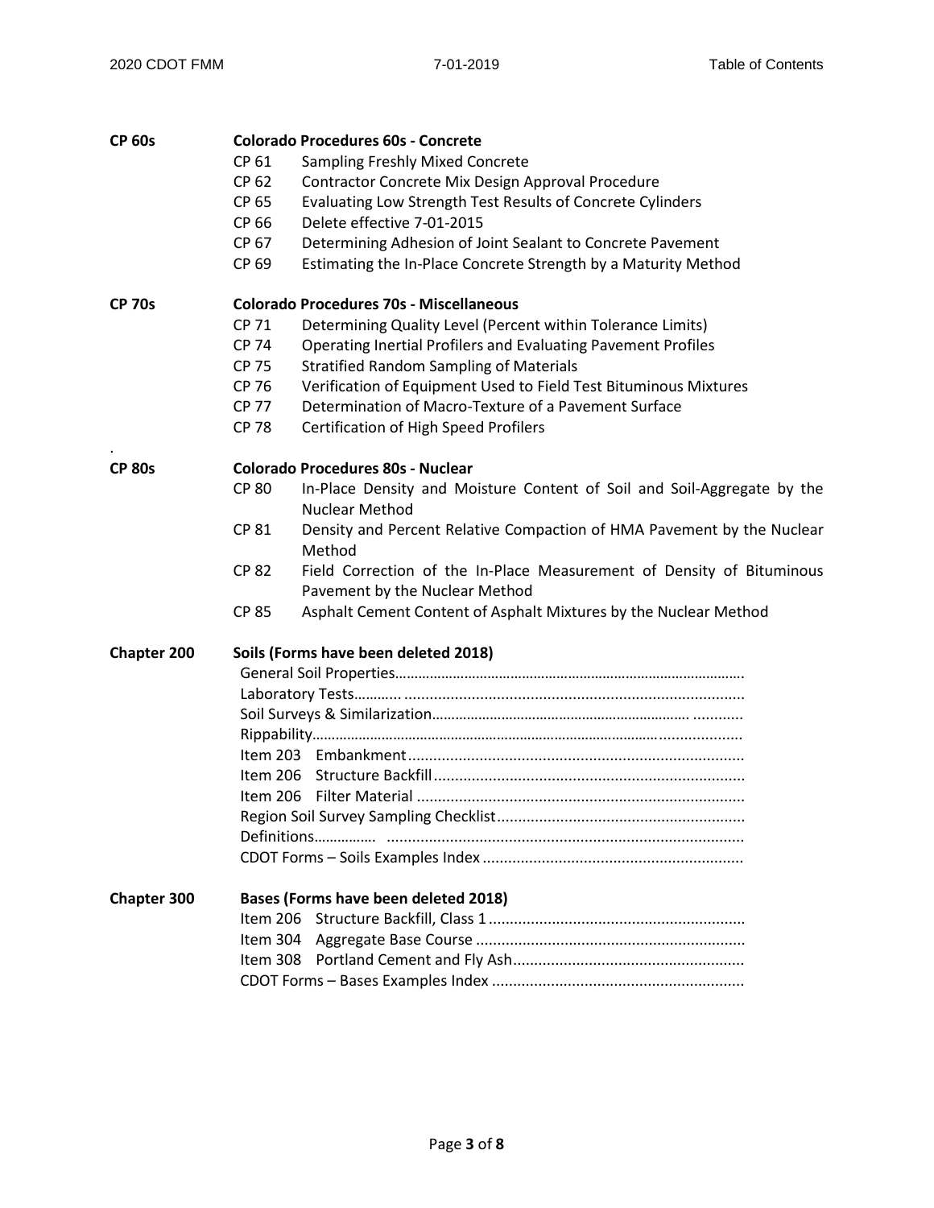**CP 60s** **Colorado Procedures 60s - Concrete**

- CP 61 Sampling Freshly Mixed Concrete
- CP 62 Contractor Concrete Mix Design Approval Procedure
- CP 65 Evaluating Low Strength Test Results of Concrete Cylinders
- CP 66 Delete effective 7-01-2015
- CP 67 Determining Adhesion of Joint Sealant to Concrete Pavement
- CP 69 Estimating the In-Place Concrete Strength by a Maturity Method

**CP 70s** **Colorado Procedures 70s - Miscellaneous**

- CP 71 Determining Quality Level (Percent within Tolerance Limits)
- CP 74 Operating Inertial Profilers and Evaluating Pavement Profiles
- CP 75 Stratified Random Sampling of Materials
- CP 76 Verification of Equipment Used to Field Test Bituminous Mixtures
- CP 77 Determination of Macro-Texture of a Pavement Surface
- CP 78 Certification of High Speed Profilers

.

**CP 80s** **Colorado Procedures 80s - Nuclear**

- CP 80 In-Place Density and Moisture Content of Soil and Soil-Aggregate by the Nuclear Method
- CP 81 Density and Percent Relative Compaction of HMA Pavement by the Nuclear Method
- CP 82 Field Correction of the In-Place Measurement of Density of Bituminous Pavement by the Nuclear Method
- CP 85 Asphalt Cement Content of Asphalt Mixtures by the Nuclear Method

**Chapter 200** **Soils (Forms have been deleted 2018)**

- General Soil Properties........................................................................................
- Laboratory Tests........... .................................................................................
- Soil Surveys & Similarization............................................................... ............
- Rippability.......................................................................................................
- Item 203 Embankment...............................................................................
- Item 206 Structure Backfill.........................................................................
- Item 206 Filter Material .............................................................................
- Region Soil Survey Sampling Checklist..........................................................
- Definitions............... ....................................................................................
- CDOT Forms – Soils Examples Index .............................................................

**Chapter 300** **Bases (Forms have been deleted 2018)**

- Item 206 Structure Backfill, Class 1............................................................
- Item 304 Aggregate Base Course ...............................................................
- Item 308 Portland Cement and Fly Ash......................................................
- CDOT Forms – Bases Examples Index ...........................................................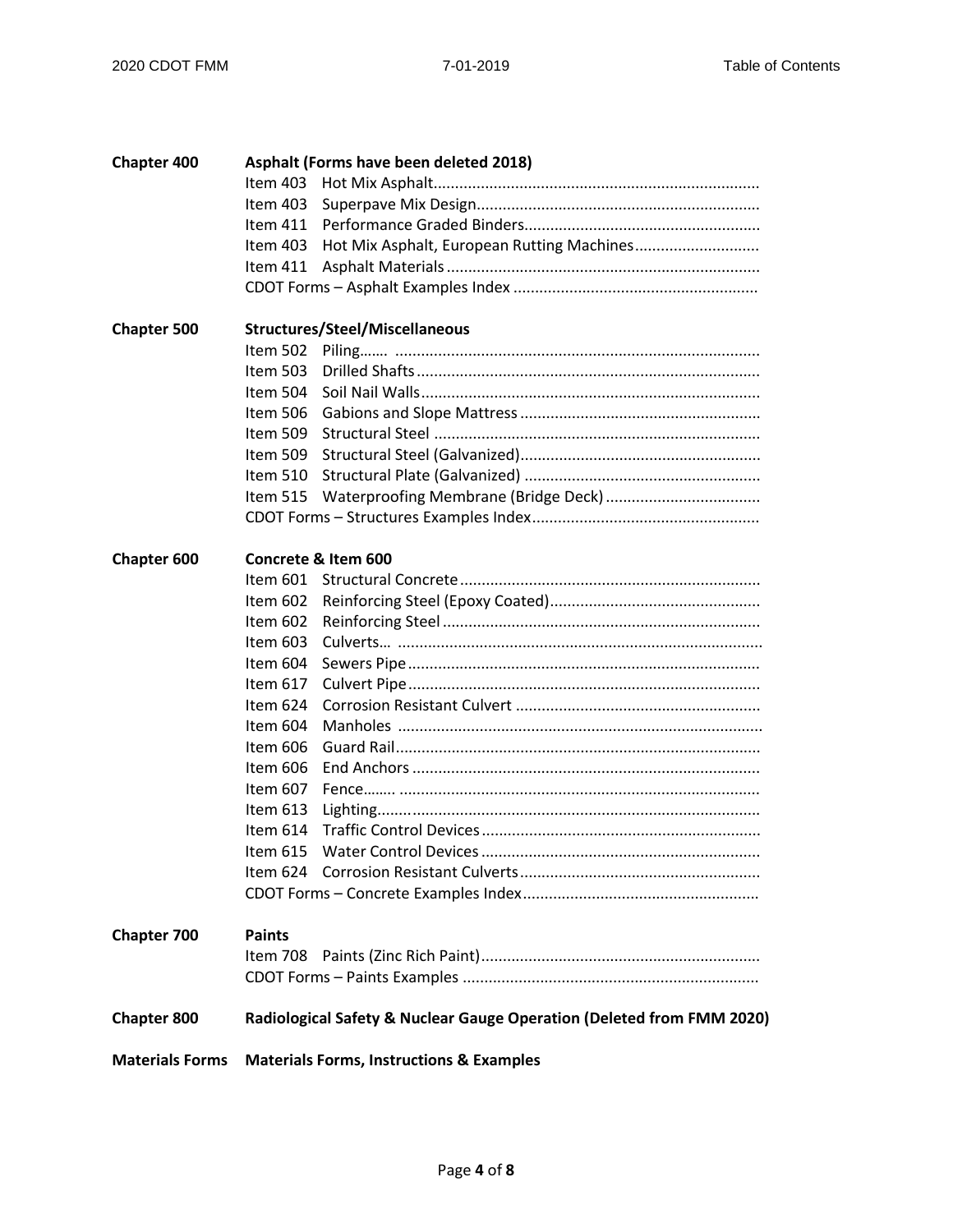**Chapter 400** **Asphalt (Forms have been deleted 2018)**

- Item 403 Hot Mix Asphalt...........................................................................
- Item 403 Superpave Mix Design.................................................................
- Item 411 Performance Graded Binders......................................................
- Item 403 Hot Mix Asphalt, European Rutting Machines............................
- Item 411 Asphalt Materials........................................................................
- CDOT Forms – Asphalt Examples Index ........................................................

**Chapter 500** **Structures/Steel/Miscellaneous**

- Item 502 Piling……. ....................................................................................
- Item 503 Drilled Shafts...............................................................................
- Item 504 Soil Nail Walls..............................................................................
- Item 506 Gabions and Slope Mattress.......................................................
- Item 509 Structural Steel ...........................................................................
- Item 509 Structural Steel (Galvanized).......................................................
- Item 510 Structural Plate (Galvanized) ......................................................
- Item 515 Waterproofing Membrane (Bridge Deck)...................................
- CDOT Forms – Structures Examples Index....................................................

**Chapter 600** **Concrete & Item 600**

- Item 601 Structural Concrete.....................................................................
- Item 602 Reinforcing Steel (Epoxy Coated)................................................
- Item 602 Reinforcing Steel.........................................................................
- Item 603 Culverts… ....................................................................................
- Item 604 Sewers Pipe.................................................................................
- Item 617 Culvert Pipe.................................................................................
- Item 624 Corrosion Resistant Culvert ........................................................
- Item 604 Manholes ....................................................................................
- Item 606 Guard Rail....................................................................................
- Item 606 End Anchors ................................................................................
- Item 607 Fence…….. ...................................................................................
- Item 613 Lighting…......................................................................................
- Item 614 Traffic Control Devices................................................................
- Item 615 Water Control Devices................................................................
- Item 624 Corrosion Resistant Culverts.......................................................
- CDOT Forms – Concrete Examples Index......................................................

**Chapter 700** **Paints**

- Item 708 Paints (Zinc Rich Paint)................................................................
- CDOT Forms – Paints Examples ....................................................................

**Chapter 800** **Radiological Safety & Nuclear Gauge Operation (Deleted from FMM 2020)**

**Materials Forms** **Materials Forms, Instructions & Examples**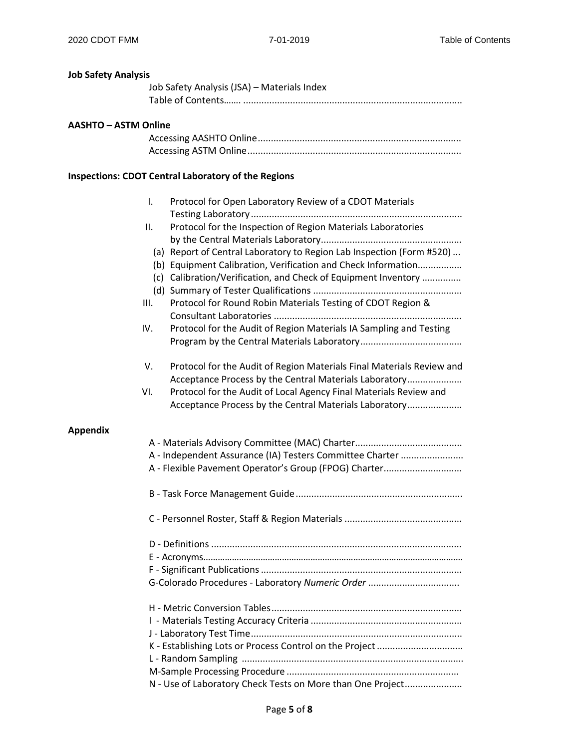**Job Safety Analysis**

Job Safety Analysis (JSA) – Materials Index

Table of Contents……. ...................................................................................

**AASHTO – ASTM Online**

Accessing AASHTO Online.............................................................................

Accessing ASTM Online.................................................................................

**Inspections: CDOT Central Laboratory of the Regions**

I. Protocol for Open Laboratory Review of a CDOT Materials Testing Laboratory................................................................................

II. Protocol for the Inspection of Region Materials Laboratories by the Central Materials Laboratory.....................................................

(a) Report of Central Laboratory to Region Lab Inspection (Form #520) ...

(b) Equipment Calibration, Verification and Check Information.................

(c) Calibration/Verification, and Check of Equipment Inventory ...............

(d) Summary of Tester Qualifications .........................................................

III. Protocol for Round Robin Materials Testing of CDOT Region & Consultant Laboratories .......................................................................

IV. Protocol for the Audit of Region Materials IA Sampling and Testing Program by the Central Materials Laboratory.......................................

V. Protocol for the Audit of Region Materials Final Materials Review and Acceptance Process by the Central Materials Laboratory.....................

VI. Protocol for the Audit of Local Agency Final Materials Review and Acceptance Process by the Central Materials Laboratory.....................

**Appendix**

A - Materials Advisory Committee (MAC) Charter.........................................

A - Independent Assurance (IA) Testers Committee Charter .......................

A - Flexible Pavement Operator's Group (FPOG) Charter.............................

B - Task Force Management Guide................................................................

C - Personnel Roster, Staff & Region Materials ............................................

D - Definitions ...............................................................................................

E - Acronyms..................................................................................................

F - Significant Publications ............................................................................

G-Colorado Procedures - Laboratory *Numeric Order* ..................................

H - Metric Conversion Tables........................................................................

I - Materials Testing Accuracy Criteria .........................................................

J - Laboratory Test Time................................................................................

K - Establishing Lots or Process Control on the Project .................................

L - Random Sampling ....................................................................................

M-Sample Processing Procedure .................................................................

N - Use of Laboratory Check Tests on More than One Project......................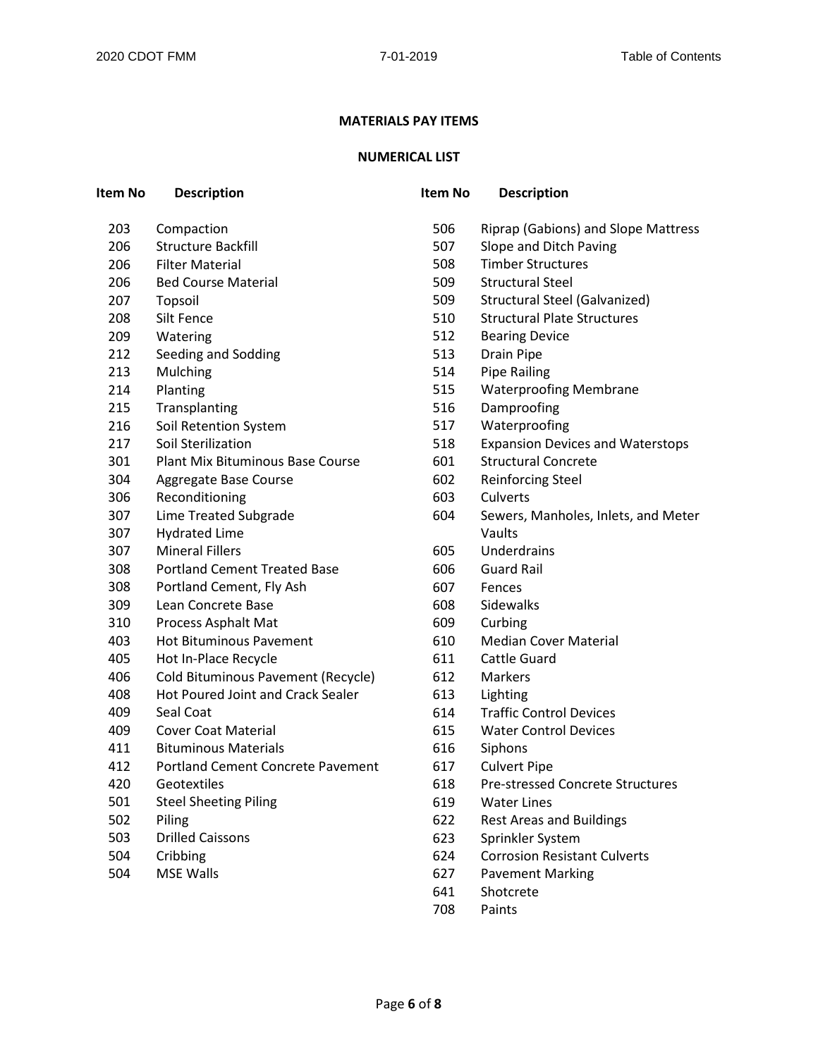## MATERIALS PAY ITEMS

### NUMERICAL LIST

| Item No | Description |
|---|---|
| 203 | Compaction |
| 206 | Structure Backfill |
| 206 | Filter Material |
| 206 | Bed Course Material |
| 207 | Topsoil |
| 208 | Silt Fence |
| 209 | Watering |
| 212 | Seeding and Sodding |
| 213 | Mulching |
| 214 | Planting |
| 215 | Transplanting |
| 216 | Soil Retention System |
| 217 | Soil Sterilization |
| 301 | Plant Mix Bituminous Base Course |
| 304 | Aggregate Base Course |
| 306 | Reconditioning |
| 307 | Lime Treated Subgrade |
| 307 | Hydrated Lime |
| 307 | Mineral Fillers |
| 308 | Portland Cement Treated Base |
| 308 | Portland Cement, Fly Ash |
| 309 | Lean Concrete Base |
| 310 | Process Asphalt Mat |
| 403 | Hot Bituminous Pavement |
| 405 | Hot In-Place Recycle |
| 406 | Cold Bituminous Pavement (Recycle) |
| 408 | Hot Poured Joint and Crack Sealer |
| 409 | Seal Coat |
| 409 | Cover Coat Material |
| 411 | Bituminous Materials |
| 412 | Portland Cement Concrete Pavement |
| 420 | Geotextiles |
| 501 | Steel Sheeting Piling |
| 502 | Piling |
| 503 | Drilled Caissons |
| 504 | Cribbing |
| 504 | MSE Walls |
| 506 | Riprap (Gabions) and Slope Mattress |
| 507 | Slope and Ditch Paving |
| 508 | Timber Structures |
| 509 | Structural Steel |
| 509 | Structural Steel (Galvanized) |
| 510 | Structural Plate Structures |
| 512 | Bearing Device |
| 513 | Drain Pipe |
| 514 | Pipe Railing |
| 515 | Waterproofing Membrane |
| 516 | Dampproofing |
| 517 | Waterproofing |
| 518 | Expansion Devices and Waterstops |
| 601 | Structural Concrete |
| 602 | Reinforcing Steel |
| 603 | Culverts |
| 604 | Sewers, Manholes, Inlets, and Meter Vaults |
| 605 | Underdrains |
| 606 | Guard Rail |
| 607 | Fences |
| 608 | Sidewalks |
| 609 | Curbing |
| 610 | Median Cover Material |
| 611 | Cattle Guard |
| 612 | Markers |
| 613 | Lighting |
| 614 | Traffic Control Devices |
| 615 | Water Control Devices |
| 616 | Siphons |
| 617 | Culvert Pipe |
| 618 | Pre-stressed Concrete Structures |
| 619 | Water Lines |
| 622 | Rest Areas and Buildings |
| 623 | Sprinkler System |
| 624 | Corrosion Resistant Culverts |
| 627 | Pavement Marking |
| 641 | Shotcrete |
| 708 | Paints |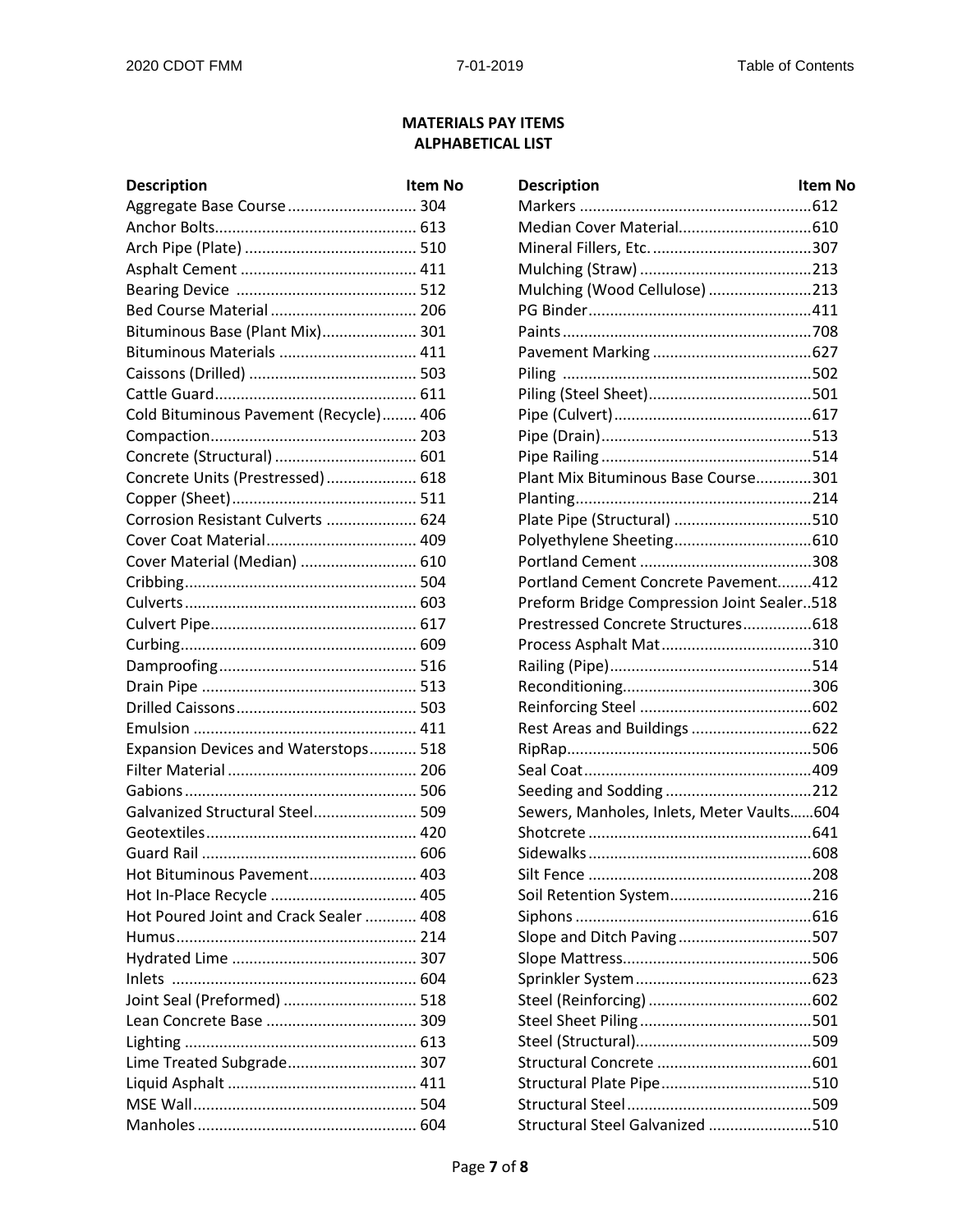## MATERIALS PAY ITEMS
## ALPHABETICAL LIST

| Description | Item No |
|---|---|
| Aggregate Base Course | 304 |
| Anchor Bolts | 613 |
| Arch Pipe (Plate) | 510 |
| Asphalt Cement | 411 |
| Bearing Device | 512 |
| Bed Course Material | 206 |
| Bituminous Base (Plant Mix) | 301 |
| Bituminous Materials | 411 |
| Caissons (Drilled) | 503 |
| Cattle Guard | 611 |
| Cold Bituminous Pavement (Recycle) | 406 |
| Compaction | 203 |
| Concrete (Structural) | 601 |
| Concrete Units (Prestressed) | 618 |
| Copper (Sheet) | 511 |
| Corrosion Resistant Culverts | 624 |
| Cover Coat Material | 409 |
| Cover Material (Median) | 610 |
| Cribbing | 504 |
| Culverts | 603 |
| Culvert Pipe | 617 |
| Curbing | 609 |
| Dampproofing | 516 |
| Drain Pipe | 513 |
| Drilled Caissons | 503 |
| Emulsion | 411 |
| Expansion Devices and Waterstops | 518 |
| Filter Material | 206 |
| Gabions | 506 |
| Galvanized Structural Steel | 509 |
| Geotextiles | 420 |
| Guard Rail | 606 |
| Hot Bituminous Pavement | 403 |
| Hot In-Place Recycle | 405 |
| Hot Poured Joint and Crack Sealer | 408 |
| Humus | 214 |
| Hydrated Lime | 307 |
| Inlets | 604 |
| Joint Seal (Preformed) | 518 |
| Lean Concrete Base | 309 |
| Lighting | 613 |
| Lime Treated Subgrade | 307 |
| Liquid Asphalt | 411 |
| MSE Wall | 504 |
| Manholes | 604 |
| Markers | 612 |
| Median Cover Material | 610 |
| Mineral Fillers, Etc. | 307 |
| Mulching (Straw) | 213 |
| Mulching (Wood Cellulose) | 213 |
| PG Binder | 411 |
| Paints | 708 |
| Pavement Marking | 627 |
| Piling | 502 |
| Piling (Steel Sheet) | 501 |
| Pipe (Culvert) | 617 |
| Pipe (Drain) | 513 |
| Pipe Railing | 514 |
| Plant Mix Bituminous Base Course | 301 |
| Planting | 214 |
| Plate Pipe (Structural) | 510 |
| Polyethylene Sheeting | 610 |
| Portland Cement | 308 |
| Portland Cement Concrete Pavement | 412 |
| Preform Bridge Compression Joint Sealer | 518 |
| Prestressed Concrete Structures | 618 |
| Process Asphalt Mat | 310 |
| Railing (Pipe) | 514 |
| Reconditioning | 306 |
| Reinforcing Steel | 602 |
| Rest Areas and Buildings | 622 |
| RipRap | 506 |
| Seal Coat | 409 |
| Seeding and Sodding | 212 |
| Sewers, Manholes, Inlets, Meter Vaults | 604 |
| Shotcrete | 641 |
| Sidewalks | 608 |
| Silt Fence | 208 |
| Soil Retention System | 216 |
| Siphons | 616 |
| Slope and Ditch Paving | 507 |
| Slope Mattress | 506 |
| Sprinkler System | 623 |
| Steel (Reinforcing) | 602 |
| Steel Sheet Piling | 501 |
| Steel (Structural) | 509 |
| Structural Concrete | 601 |
| Structural Plate Pipe | 510 |
| Structural Steel | 509 |
| Structural Steel Galvanized | 510 |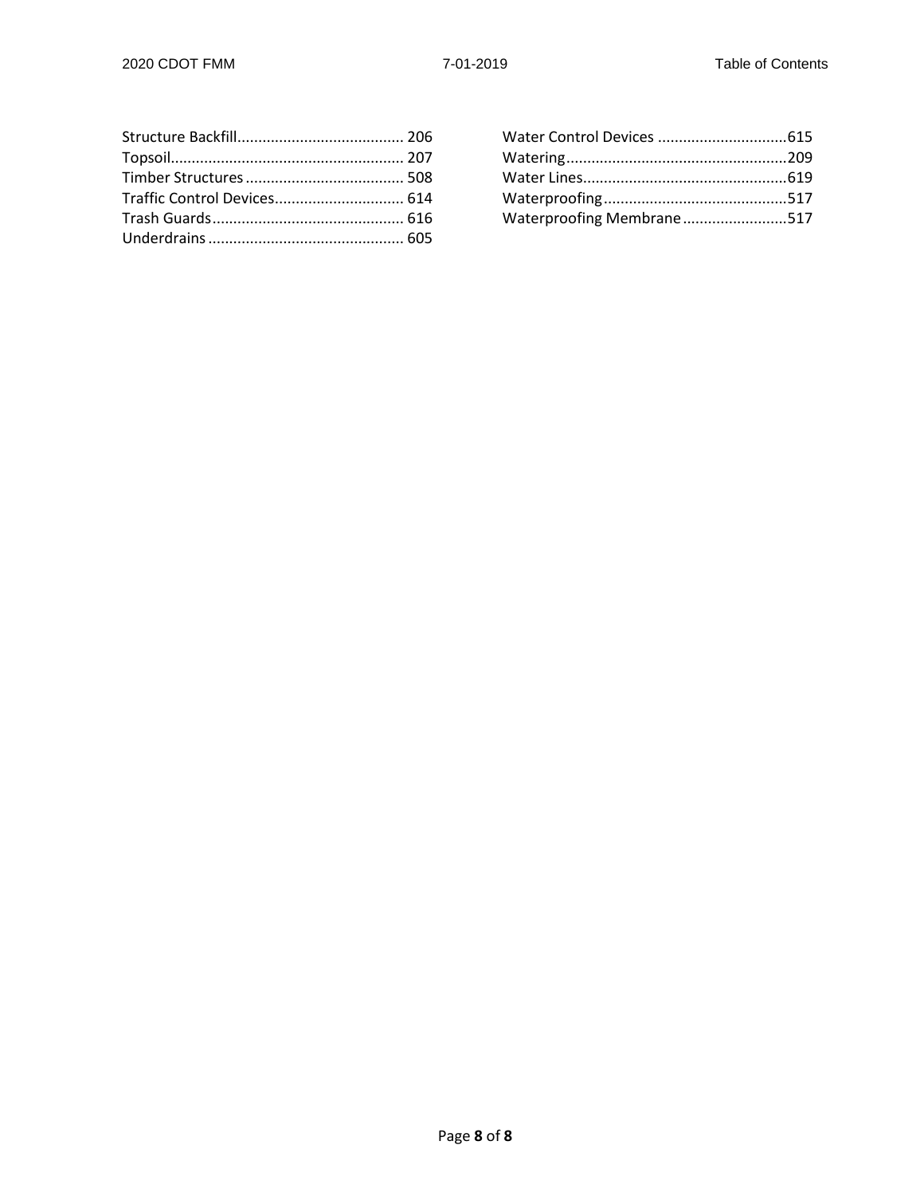Structure Backfill........................................ 206
Topsoil........................................................ 207
Timber Structures ...................................... 508
Traffic Control Devices............................... 614
Trash Guards.............................................. 616
Underdrains ............................................... 605
Water Control Devices ...............................615
Watering.....................................................209
Water Lines.................................................619
Waterproofing............................................517
Waterproofing Membrane.........................517